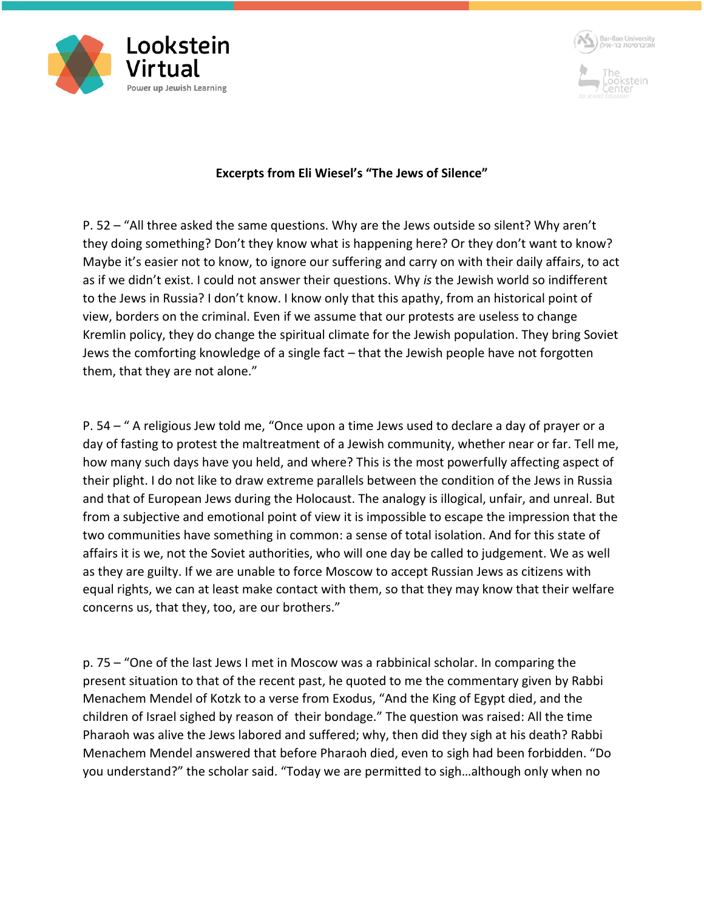**Excerpts from Eli Wiesel's "The Jews of Silence"**

P. 52 – "All three asked the same questions. Why are the Jews outside so silent? Why aren't they doing something? Don't they know what is happening here? Or they don't want to know? Maybe it's easier not to know, to ignore our suffering and carry on with their daily affairs, to act as if we didn't exist. I could not answer their questions. Why *is* the Jewish world so indifferent to the Jews in Russia? I don't know. I know only that this apathy, from an historical point of view, borders on the criminal. Even if we assume that our protests are useless to change Kremlin policy, they do change the spiritual climate for the Jewish population. They bring Soviet Jews the comforting knowledge of a single fact – that the Jewish people have not forgotten them, that they are not alone."

P. 54 – " A religious Jew told me, "Once upon a time Jews used to declare a day of prayer or a day of fasting to protest the maltreatment of a Jewish community, whether near or far. Tell me, how many such days have you held, and where? This is the most powerfully affecting aspect of their plight. I do not like to draw extreme parallels between the condition of the Jews in Russia and that of European Jews during the Holocaust. The analogy is illogical, unfair, and unreal. But from a subjective and emotional point of view it is impossible to escape the impression that the two communities have something in common: a sense of total isolation. And for this state of affairs it is we, not the Soviet authorities, who will one day be called to judgement. We as well as they are guilty. If we are unable to force Moscow to accept Russian Jews as citizens with equal rights, we can at least make contact with them, so that they may know that their welfare concerns us, that they, too, are our brothers."

p. 75 – "One of the last Jews I met in Moscow was a rabbinical scholar. In comparing the present situation to that of the recent past, he quoted to me the commentary given by Rabbi Menachem Mendel of Kotzk to a verse from Exodus, "And the King of Egypt died, and the children of Israel sighed by reason of their bondage." The question was raised: All the time Pharaoh was alive the Jews labored and suffered; why, then did they sigh at his death? Rabbi Menachem Mendel answered that before Pharaoh died, even to sigh had been forbidden. "Do you understand?" the scholar said. "Today we are permitted to sigh…although only when no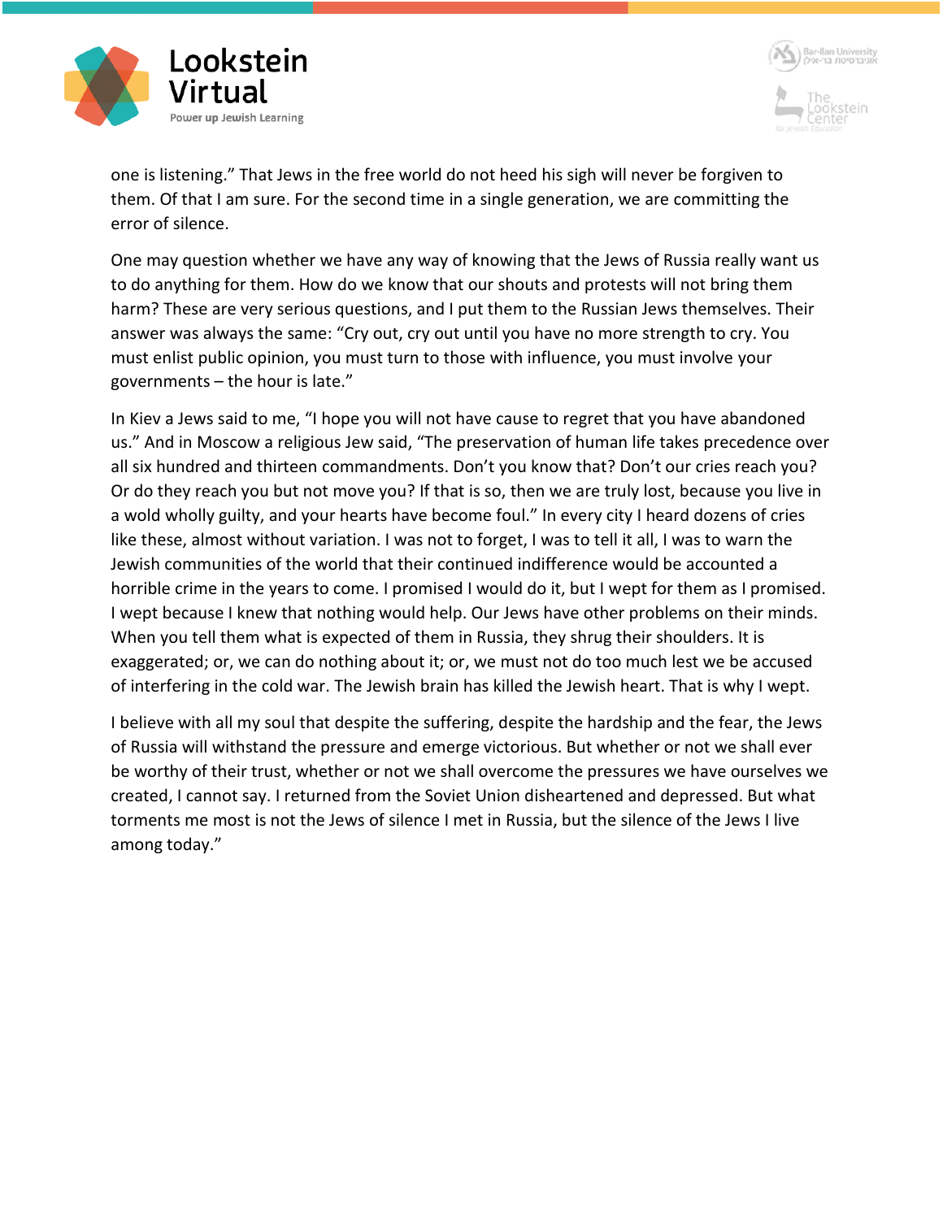one is listening." That Jews in the free world do not heed his sigh will never be forgiven to them. Of that I am sure. For the second time in a single generation, we are committing the error of silence.

One may question whether we have any way of knowing that the Jews of Russia really want us to do anything for them. How do we know that our shouts and protests will not bring them harm? These are very serious questions, and I put them to the Russian Jews themselves. Their answer was always the same: "Cry out, cry out until you have no more strength to cry. You must enlist public opinion, you must turn to those with influence, you must involve your governments – the hour is late."

In Kiev a Jews said to me, "I hope you will not have cause to regret that you have abandoned us." And in Moscow a religious Jew said, "The preservation of human life takes precedence over all six hundred and thirteen commandments. Don't you know that? Don't our cries reach you? Or do they reach you but not move you? If that is so, then we are truly lost, because you live in a wold wholly guilty, and your hearts have become foul." In every city I heard dozens of cries like these, almost without variation. I was not to forget, I was to tell it all, I was to warn the Jewish communities of the world that their continued indifference would be accounted a horrible crime in the years to come. I promised I would do it, but I wept for them as I promised. I wept because I knew that nothing would help. Our Jews have other problems on their minds. When you tell them what is expected of them in Russia, they shrug their shoulders. It is exaggerated; or, we can do nothing about it; or, we must not do too much lest we be accused of interfering in the cold war. The Jewish brain has killed the Jewish heart. That is why I wept.

I believe with all my soul that despite the suffering, despite the hardship and the fear, the Jews of Russia will withstand the pressure and emerge victorious. But whether or not we shall ever be worthy of their trust, whether or not we shall overcome the pressures we have ourselves we created, I cannot say. I returned from the Soviet Union disheartened and depressed. But what torments me most is not the Jews of silence I met in Russia, but the silence of the Jews I live among today."